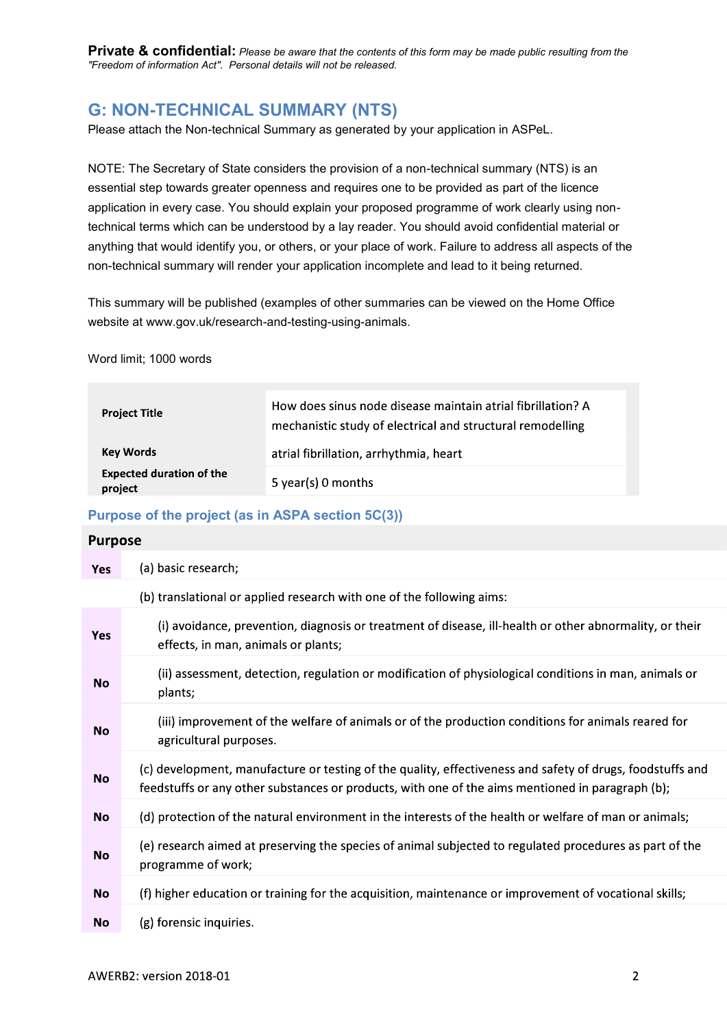**Private & confidential:** *Please be aware that the contents of this form may be made public resulting from the "Freedom of information Act". Personal details will not be released.*

## G: NON-TECHNICAL SUMMARY (NTS)

Please attach the Non-technical Summary as generated by your application in ASPeL.

NOTE: The Secretary of State considers the provision of a non-technical summary (NTS) is an essential step towards greater openness and requires one to be provided as part of the licence application in every case. You should explain your proposed programme of work clearly using non-technical terms which can be understood by a lay reader. You should avoid confidential material or anything that would identify you, or others, or your place of work. Failure to address all aspects of the non-technical summary will render your application incomplete and lead to it being returned.

This summary will be published (examples of other summaries can be viewed on the Home Office website at www.gov.uk/research-and-testing-using-animals.

Word limit; 1000 words

| | |
|---|---|
| **Project Title** | How does sinus node disease maintain atrial fibrillation? A mechanistic study of electrical and structural remodelling |
| **Key Words** | atrial fibrillation, arrhythmia, heart |
| **Expected duration of the project** | 5 year(s) 0 months |

### Purpose of the project (as in ASPA section 5C(3))

| Purpose | |
|---|---|
| **Yes** | (a) basic research; |
| | (b) translational or applied research with one of the following aims: |
| **Yes** | (i) avoidance, prevention, diagnosis or treatment of disease, ill-health or other abnormality, or their effects, in man, animals or plants; |
| **No** | (ii) assessment, detection, regulation or modification of physiological conditions in man, animals or plants; |
| **No** | (iii) improvement of the welfare of animals or of the production conditions for animals reared for agricultural purposes. |
| **No** | (c) development, manufacture or testing of the quality, effectiveness and safety of drugs, foodstuffs and feedstuffs or any other substances or products, with one of the aims mentioned in paragraph (b); |
| **No** | (d) protection of the natural environment in the interests of the health or welfare of man or animals; |
| **No** | (e) research aimed at preserving the species of animal subjected to regulated procedures as part of the programme of work; |
| **No** | (f) higher education or training for the acquisition, maintenance or improvement of vocational skills; |
| **No** | (g) forensic inquiries. |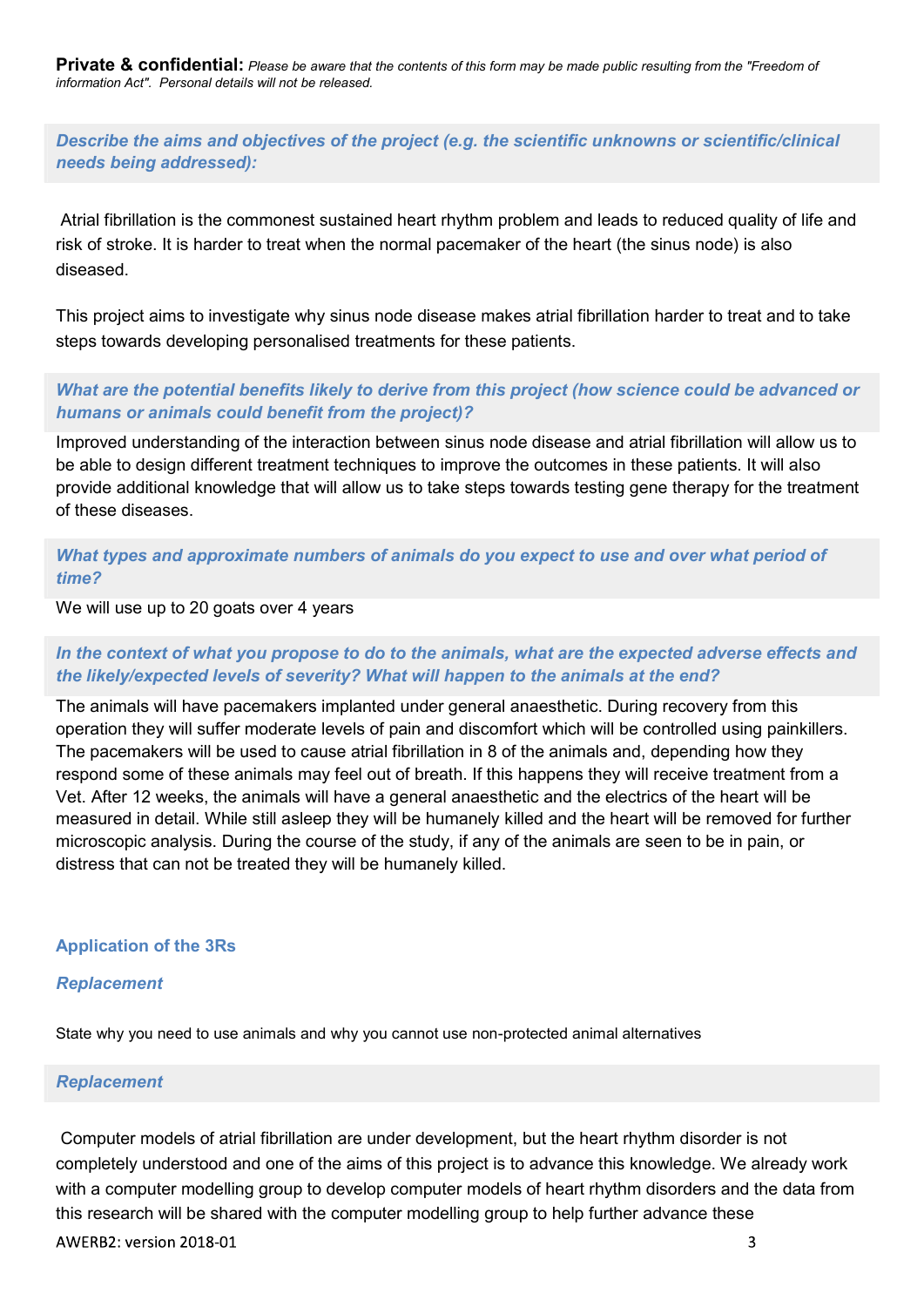**Private & confidential:** *Please be aware that the contents of this form may be made public resulting from the "Freedom of information Act". Personal details will not be released.*

***Describe the aims and objectives of the project (e.g. the scientific unknowns or scientific/clinical needs being addressed):***

Atrial fibrillation is the commonest sustained heart rhythm problem and leads to reduced quality of life and risk of stroke. It is harder to treat when the normal pacemaker of the heart (the sinus node) is also diseased.

This project aims to investigate why sinus node disease makes atrial fibrillation harder to treat and to take steps towards developing personalised treatments for these patients.

***What are the potential benefits likely to derive from this project (how science could be advanced or humans or animals could benefit from the project)?***

Improved understanding of the interaction between sinus node disease and atrial fibrillation will allow us to be able to design different treatment techniques to improve the outcomes in these patients. It will also provide additional knowledge that will allow us to take steps towards testing gene therapy for the treatment of these diseases.

***What types and approximate numbers of animals do you expect to use and over what period of time?***

We will use up to 20 goats over 4 years

***In the context of what you propose to do to the animals, what are the expected adverse effects and the likely/expected levels of severity? What will happen to the animals at the end?***

The animals will have pacemakers implanted under general anaesthetic. During recovery from this operation they will suffer moderate levels of pain and discomfort which will be controlled using painkillers. The pacemakers will be used to cause atrial fibrillation in 8 of the animals and, depending how they respond some of these animals may feel out of breath. If this happens they will receive treatment from a Vet. After 12 weeks, the animals will have a general anaesthetic and the electrics of the heart will be measured in detail. While still asleep they will be humanely killed and the heart will be removed for further microscopic analysis. During the course of the study, if any of the animals are seen to be in pain, or distress that can not be treated they will be humanely killed.

## Application of the 3Rs

***Replacement***

State why you need to use animals and why you cannot use non-protected animal alternatives

***Replacement***

Computer models of atrial fibrillation are under development, but the heart rhythm disorder is not completely understood and one of the aims of this project is to advance this knowledge. We already work with a computer modelling group to develop computer models of heart rhythm disorders and the data from this research will be shared with the computer modelling group to help further advance these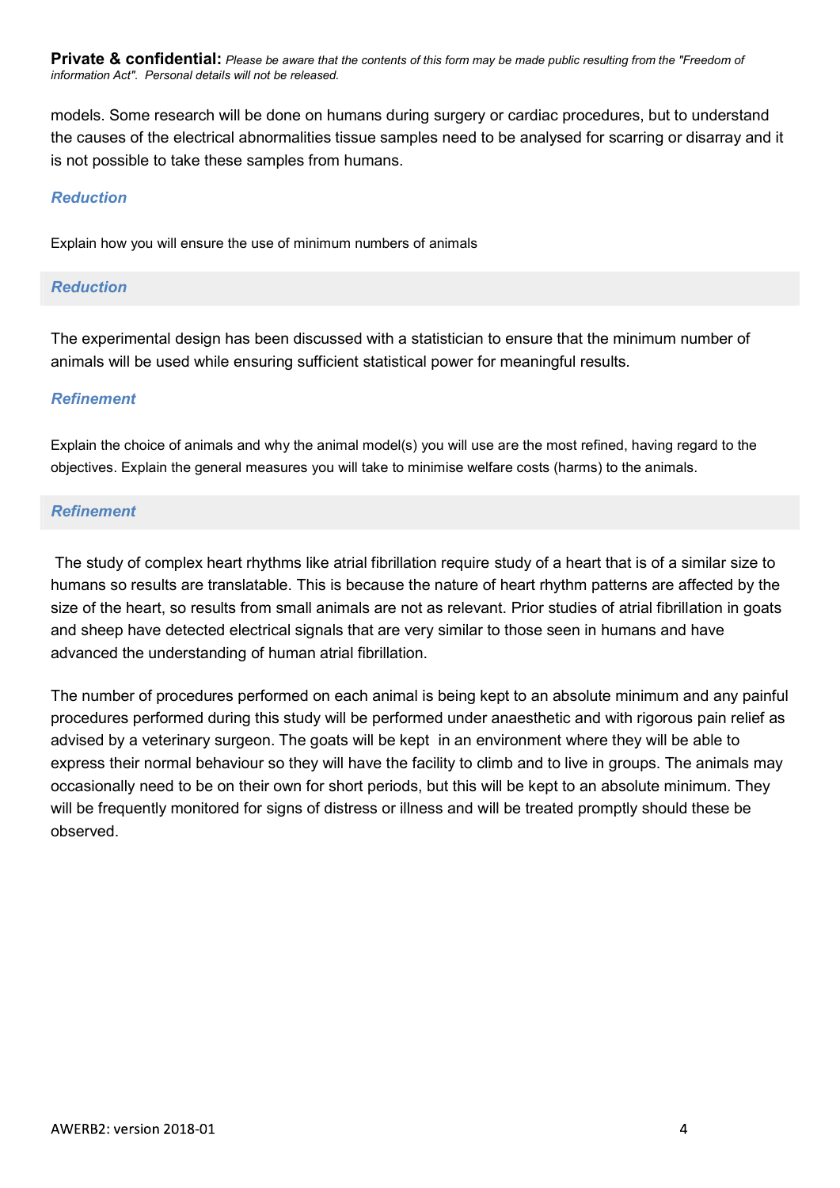**Private & confidential:** *Please be aware that the contents of this form may be made public resulting from the "Freedom of information Act". Personal details will not be released.*

models. Some research will be done on humans during surgery or cardiac procedures, but to understand the causes of the electrical abnormalities tissue samples need to be analysed for scarring or disarray and it is not possible to take these samples from humans.

### *Reduction*

Explain how you will ensure the use of minimum numbers of animals

### *Reduction*

The experimental design has been discussed with a statistician to ensure that the minimum number of animals will be used while ensuring sufficient statistical power for meaningful results.

### *Refinement*

Explain the choice of animals and why the animal model(s) you will use are the most refined, having regard to the objectives. Explain the general measures you will take to minimise welfare costs (harms) to the animals.

### *Refinement*

The study of complex heart rhythms like atrial fibrillation require study of a heart that is of a similar size to humans so results are translatable. This is because the nature of heart rhythm patterns are affected by the size of the heart, so results from small animals are not as relevant. Prior studies of atrial fibrillation in goats and sheep have detected electrical signals that are very similar to those seen in humans and have advanced the understanding of human atrial fibrillation.

The number of procedures performed on each animal is being kept to an absolute minimum and any painful procedures performed during this study will be performed under anaesthetic and with rigorous pain relief as advised by a veterinary surgeon. The goats will be kept in an environment where they will be able to express their normal behaviour so they will have the facility to climb and to live in groups. The animals may occasionally need to be on their own for short periods, but this will be kept to an absolute minimum. They will be frequently monitored for signs of distress or illness and will be treated promptly should these be observed.

AWERB2: version 2018-01